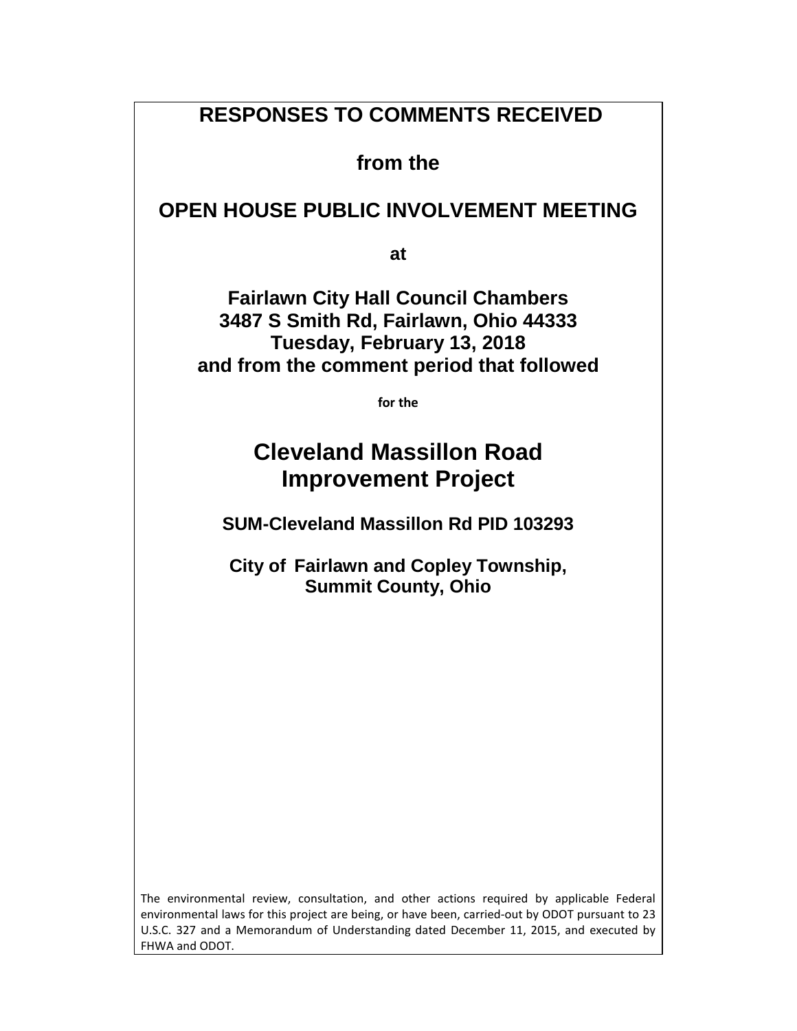# RESPONSES TO COMMENTS RECEIVED

## from the

# OPEN HOUSE PUBLIC INVOLVEMENT MEETING

**at**

## Fairlawn City Hall Council Chambers
## 3487 S Smith Rd, Fairlawn, Ohio 44333
## Tuesday, February 13, 2018
## and from the comment period that followed

**for the**

# Cleveland Massillon Road Improvement Project

## SUM-Cleveland Massillon Rd PID 103293

## City of Fairlawn and Copley Township, Summit County, Ohio

The environmental review, consultation, and other actions required by applicable Federal environmental laws for this project are being, or have been, carried-out by ODOT pursuant to 23 U.S.C. 327 and a Memorandum of Understanding dated December 11, 2015, and executed by FHWA and ODOT.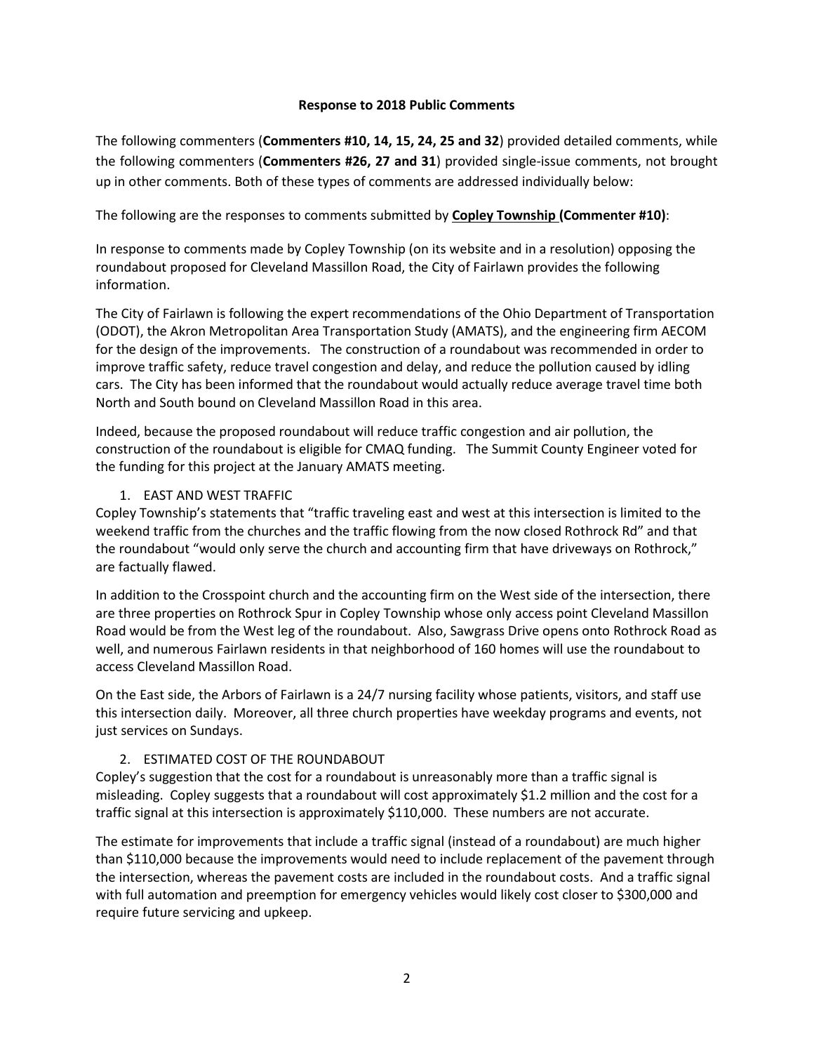**Response to 2018 Public Comments**

The following commenters (**Commenters #10, 14, 15, 24, 25 and 32**) provided detailed comments, while the following commenters (**Commenters #26, 27 and 31**) provided single-issue comments, not brought up in other comments. Both of these types of comments are addressed individually below:

The following are the responses to comments submitted by **Copley Township (Commenter #10)**:

In response to comments made by Copley Township (on its website and in a resolution) opposing the roundabout proposed for Cleveland Massillon Road, the City of Fairlawn provides the following information.

The City of Fairlawn is following the expert recommendations of the Ohio Department of Transportation (ODOT), the Akron Metropolitan Area Transportation Study (AMATS), and the engineering firm AECOM for the design of the improvements. The construction of a roundabout was recommended in order to improve traffic safety, reduce travel congestion and delay, and reduce the pollution caused by idling cars. The City has been informed that the roundabout would actually reduce average travel time both North and South bound on Cleveland Massillon Road in this area.

Indeed, because the proposed roundabout will reduce traffic congestion and air pollution, the construction of the roundabout is eligible for CMAQ funding. The Summit County Engineer voted for the funding for this project at the January AMATS meeting.

1. EAST AND WEST TRAFFIC

Copley Township's statements that "traffic traveling east and west at this intersection is limited to the weekend traffic from the churches and the traffic flowing from the now closed Rothrock Rd" and that the roundabout "would only serve the church and accounting firm that have driveways on Rothrock," are factually flawed.

In addition to the Crosspoint church and the accounting firm on the West side of the intersection, there are three properties on Rothrock Spur in Copley Township whose only access point Cleveland Massillon Road would be from the West leg of the roundabout. Also, Sawgrass Drive opens onto Rothrock Road as well, and numerous Fairlawn residents in that neighborhood of 160 homes will use the roundabout to access Cleveland Massillon Road.

On the East side, the Arbors of Fairlawn is a 24/7 nursing facility whose patients, visitors, and staff use this intersection daily. Moreover, all three church properties have weekday programs and events, not just services on Sundays.

2. ESTIMATED COST OF THE ROUNDABOUT

Copley's suggestion that the cost for a roundabout is unreasonably more than a traffic signal is misleading. Copley suggests that a roundabout will cost approximately $1.2 million and the cost for a traffic signal at this intersection is approximately $110,000. These numbers are not accurate.

The estimate for improvements that include a traffic signal (instead of a roundabout) are much higher than $110,000 because the improvements would need to include replacement of the pavement through the intersection, whereas the pavement costs are included in the roundabout costs. And a traffic signal with full automation and preemption for emergency vehicles would likely cost closer to $300,000 and require future servicing and upkeep.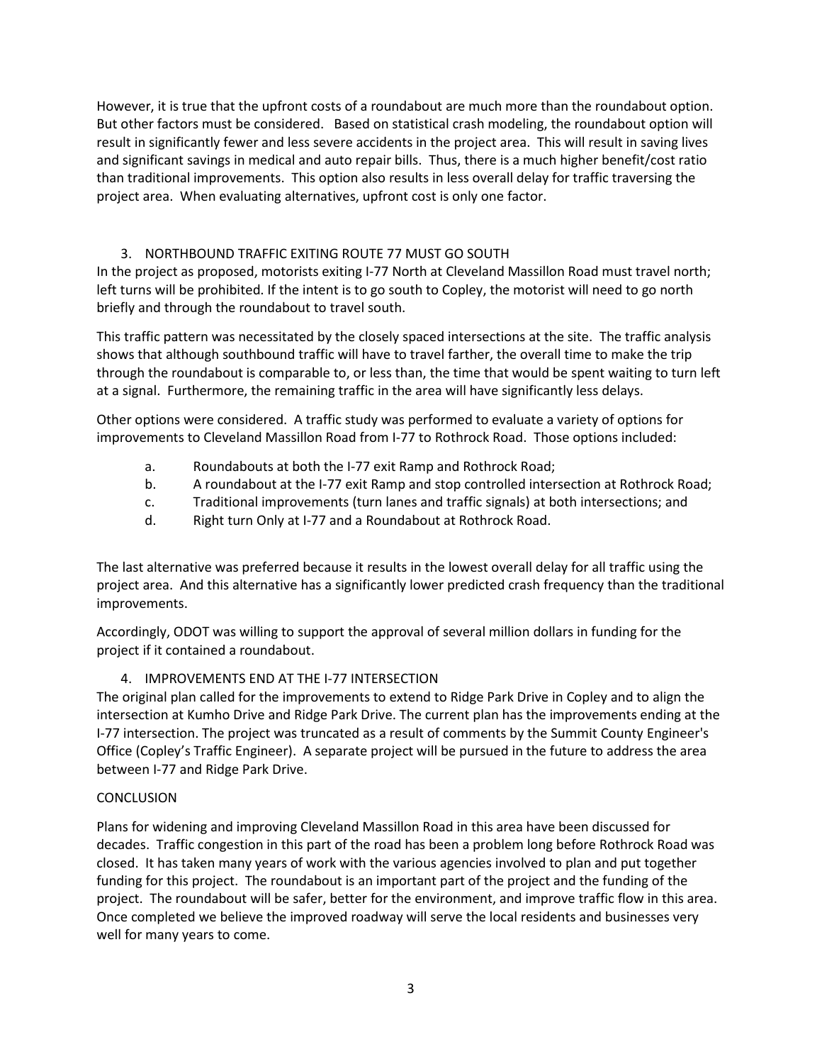However, it is true that the upfront costs of a roundabout are much more than the roundabout option. But other factors must be considered. Based on statistical crash modeling, the roundabout option will result in significantly fewer and less severe accidents in the project area. This will result in saving lives and significant savings in medical and auto repair bills. Thus, there is a much higher benefit/cost ratio than traditional improvements. This option also results in less overall delay for traffic traversing the project area. When evaluating alternatives, upfront cost is only one factor.

### 3. NORTHBOUND TRAFFIC EXITING ROUTE 77 MUST GO SOUTH

In the project as proposed, motorists exiting I-77 North at Cleveland Massillon Road must travel north; left turns will be prohibited. If the intent is to go south to Copley, the motorist will need to go north briefly and through the roundabout to travel south.

This traffic pattern was necessitated by the closely spaced intersections at the site. The traffic analysis shows that although southbound traffic will have to travel farther, the overall time to make the trip through the roundabout is comparable to, or less than, the time that would be spent waiting to turn left at a signal. Furthermore, the remaining traffic in the area will have significantly less delays.

Other options were considered. A traffic study was performed to evaluate a variety of options for improvements to Cleveland Massillon Road from I-77 to Rothrock Road. Those options included:

a. Roundabouts at both the I-77 exit Ramp and Rothrock Road;
b. A roundabout at the I-77 exit Ramp and stop controlled intersection at Rothrock Road;
c. Traditional improvements (turn lanes and traffic signals) at both intersections; and
d. Right turn Only at I-77 and a Roundabout at Rothrock Road.

The last alternative was preferred because it results in the lowest overall delay for all traffic using the project area. And this alternative has a significantly lower predicted crash frequency than the traditional improvements.

Accordingly, ODOT was willing to support the approval of several million dollars in funding for the project if it contained a roundabout.

### 4. IMPROVEMENTS END AT THE I-77 INTERSECTION

The original plan called for the improvements to extend to Ridge Park Drive in Copley and to align the intersection at Kumho Drive and Ridge Park Drive. The current plan has the improvements ending at the I-77 intersection. The project was truncated as a result of comments by the Summit County Engineer's Office (Copley's Traffic Engineer). A separate project will be pursued in the future to address the area between I-77 and Ridge Park Drive.

### CONCLUSION

Plans for widening and improving Cleveland Massillon Road in this area have been discussed for decades. Traffic congestion in this part of the road has been a problem long before Rothrock Road was closed. It has taken many years of work with the various agencies involved to plan and put together funding for this project. The roundabout is an important part of the project and the funding of the project. The roundabout will be safer, better for the environment, and improve traffic flow in this area. Once completed we believe the improved roadway will serve the local residents and businesses very well for many years to come.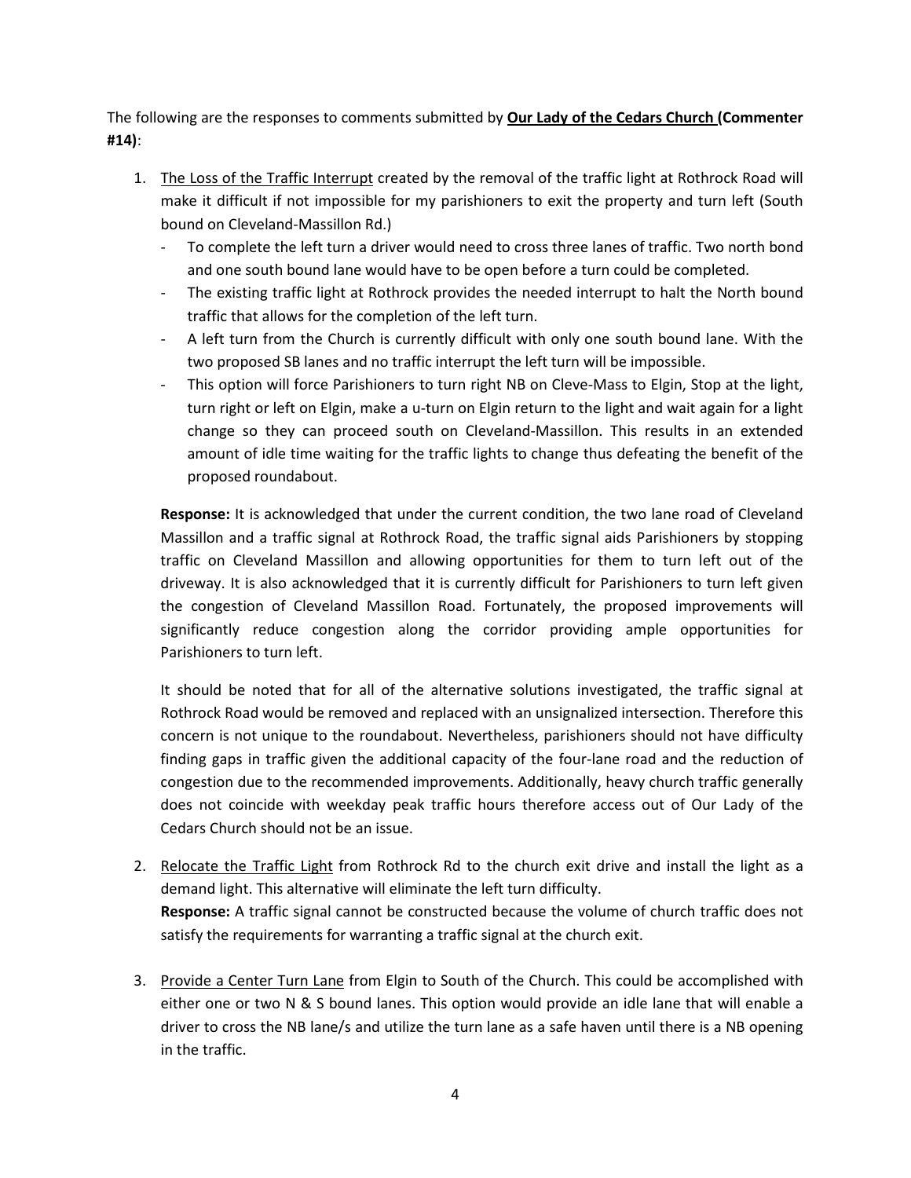The following are the responses to comments submitted by **Our Lady of the Cedars Church (Commenter #14)**:

1. The Loss of the Traffic Interrupt created by the removal of the traffic light at Rothrock Road will make it difficult if not impossible for my parishioners to exit the property and turn left (South bound on Cleveland-Massillon Rd.)
   - To complete the left turn a driver would need to cross three lanes of traffic. Two north bond and one south bound lane would have to be open before a turn could be completed.
   - The existing traffic light at Rothrock provides the needed interrupt to halt the North bound traffic that allows for the completion of the left turn.
   - A left turn from the Church is currently difficult with only one south bound lane. With the two proposed SB lanes and no traffic interrupt the left turn will be impossible.
   - This option will force Parishioners to turn right NB on Cleve-Mass to Elgin, Stop at the light, turn right or left on Elgin, make a u-turn on Elgin return to the light and wait again for a light change so they can proceed south on Cleveland-Massillon. This results in an extended amount of idle time waiting for the traffic lights to change thus defeating the benefit of the proposed roundabout.

   **Response:** It is acknowledged that under the current condition, the two lane road of Cleveland Massillon and a traffic signal at Rothrock Road, the traffic signal aids Parishioners by stopping traffic on Cleveland Massillon and allowing opportunities for them to turn left out of the driveway. It is also acknowledged that it is currently difficult for Parishioners to turn left given the congestion of Cleveland Massillon Road. Fortunately, the proposed improvements will significantly reduce congestion along the corridor providing ample opportunities for Parishioners to turn left.

   It should be noted that for all of the alternative solutions investigated, the traffic signal at Rothrock Road would be removed and replaced with an unsignalized intersection. Therefore this concern is not unique to the roundabout. Nevertheless, parishioners should not have difficulty finding gaps in traffic given the additional capacity of the four-lane road and the reduction of congestion due to the recommended improvements. Additionally, heavy church traffic generally does not coincide with weekday peak traffic hours therefore access out of Our Lady of the Cedars Church should not be an issue.

2. Relocate the Traffic Light from Rothrock Rd to the church exit drive and install the light as a demand light. This alternative will eliminate the left turn difficulty.
   **Response:** A traffic signal cannot be constructed because the volume of church traffic does not satisfy the requirements for warranting a traffic signal at the church exit.

3. Provide a Center Turn Lane from Elgin to South of the Church. This could be accomplished with either one or two N & S bound lanes. This option would provide an idle lane that will enable a driver to cross the NB lane/s and utilize the turn lane as a safe haven until there is a NB opening in the traffic.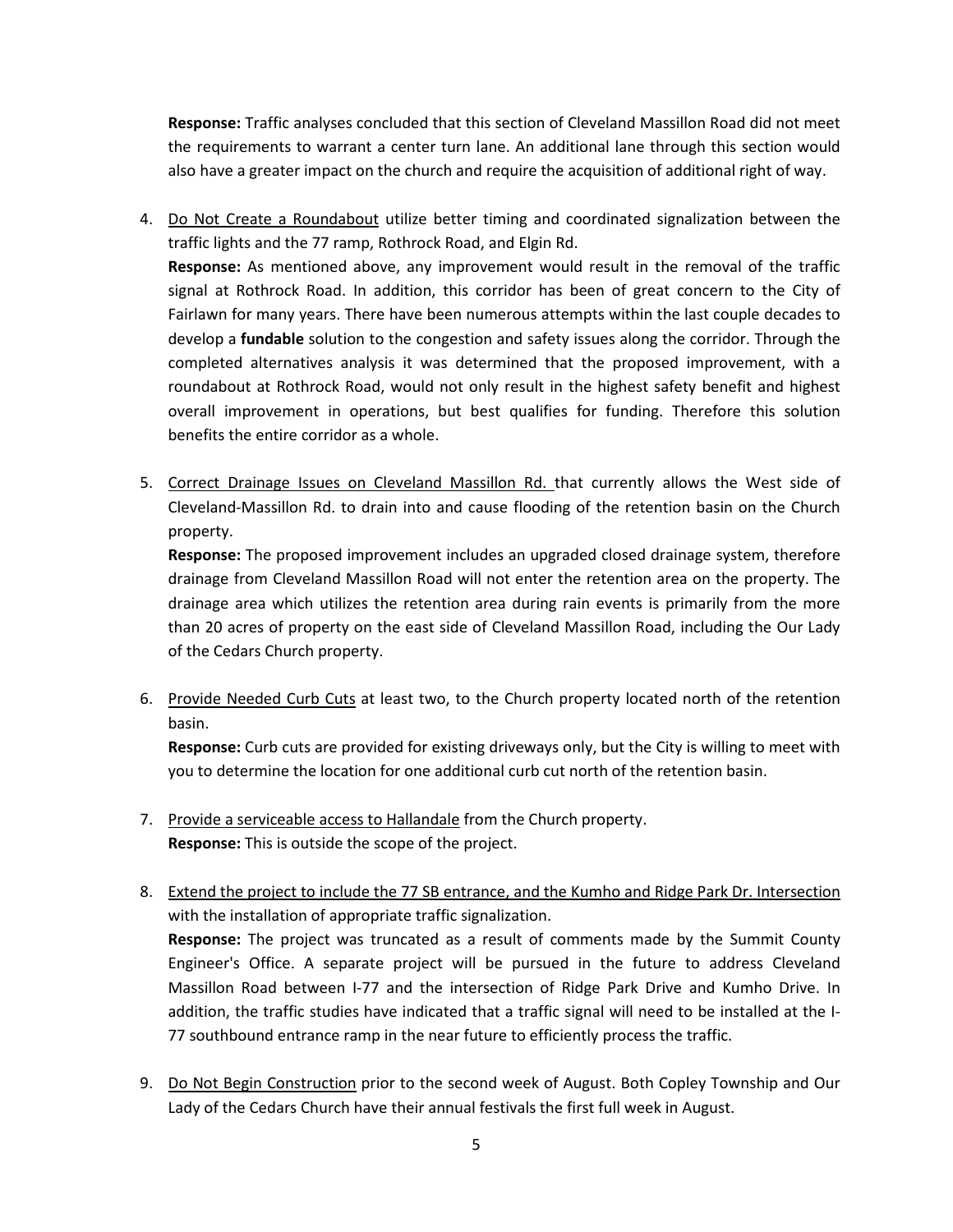**Response:** Traffic analyses concluded that this section of Cleveland Massillon Road did not meet the requirements to warrant a center turn lane. An additional lane through this section would also have a greater impact on the church and require the acquisition of additional right of way.

4. <u>Do Not Create a Roundabout</u> utilize better timing and coordinated signalization between the traffic lights and the 77 ramp, Rothrock Road, and Elgin Rd.
   **Response:** As mentioned above, any improvement would result in the removal of the traffic signal at Rothrock Road. In addition, this corridor has been of great concern to the City of Fairlawn for many years. There have been numerous attempts within the last couple decades to develop a **fundable** solution to the congestion and safety issues along the corridor. Through the completed alternatives analysis it was determined that the proposed improvement, with a roundabout at Rothrock Road, would not only result in the highest safety benefit and highest overall improvement in operations, but best qualifies for funding. Therefore this solution benefits the entire corridor as a whole.

5. <u>Correct Drainage Issues on Cleveland Massillon Rd.</u> that currently allows the West side of Cleveland-Massillon Rd. to drain into and cause flooding of the retention basin on the Church property.
   **Response:** The proposed improvement includes an upgraded closed drainage system, therefore drainage from Cleveland Massillon Road will not enter the retention area on the property. The drainage area which utilizes the retention area during rain events is primarily from the more than 20 acres of property on the east side of Cleveland Massillon Road, including the Our Lady of the Cedars Church property.

6. <u>Provide Needed Curb Cuts</u> at least two, to the Church property located north of the retention basin.
   **Response:** Curb cuts are provided for existing driveways only, but the City is willing to meet with you to determine the location for one additional curb cut north of the retention basin.

7. <u>Provide a serviceable access to Hallandale</u> from the Church property.
   **Response:** This is outside the scope of the project.

8. <u>Extend the project to include the 77 SB entrance, and the Kumho and Ridge Park Dr. Intersection</u> with the installation of appropriate traffic signalization.
   **Response:** The project was truncated as a result of comments made by the Summit County Engineer's Office. A separate project will be pursued in the future to address Cleveland Massillon Road between I-77 and the intersection of Ridge Park Drive and Kumho Drive. In addition, the traffic studies have indicated that a traffic signal will need to be installed at the I-77 southbound entrance ramp in the near future to efficiently process the traffic.

9. <u>Do Not Begin Construction</u> prior to the second week of August. Both Copley Township and Our Lady of the Cedars Church have their annual festivals the first full week in August.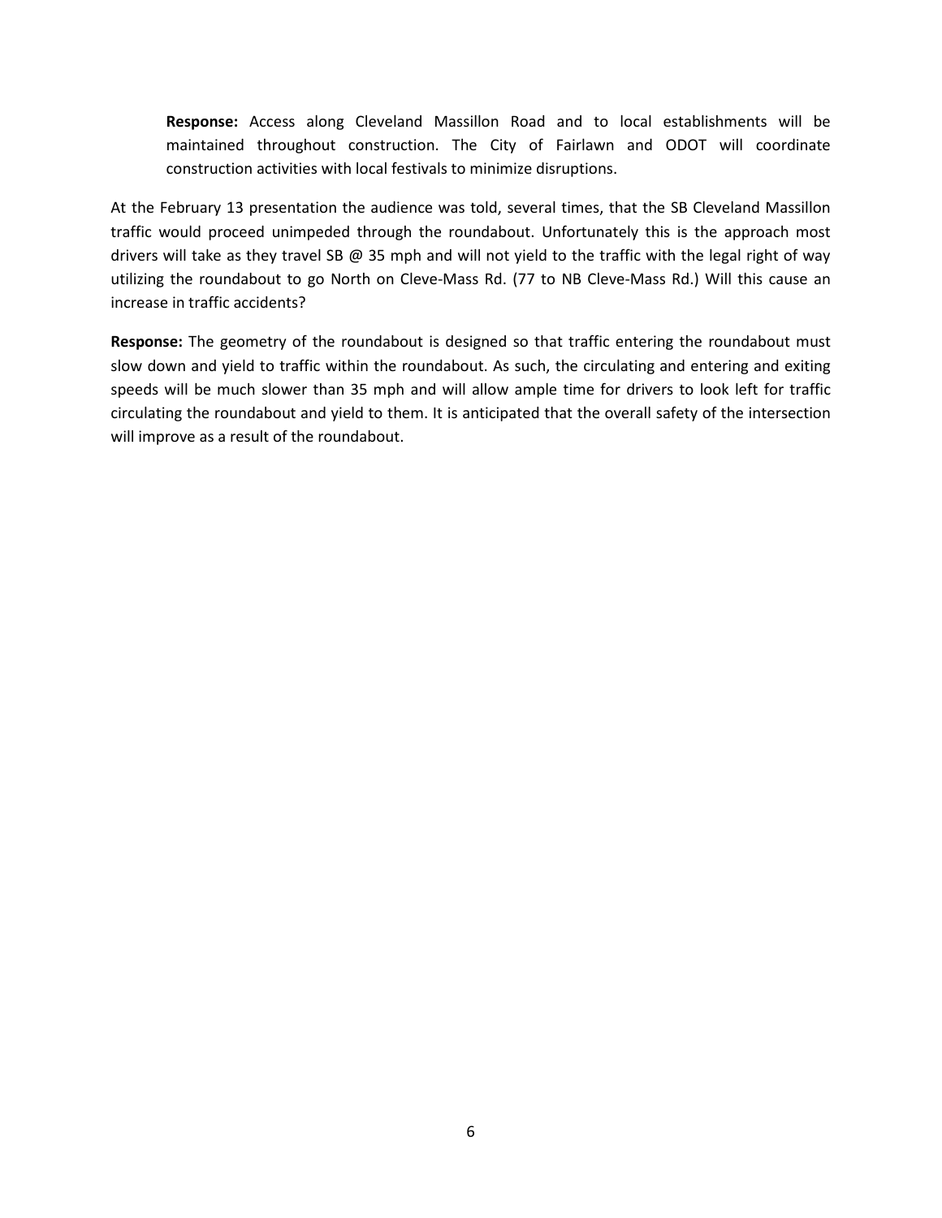**Response:** Access along Cleveland Massillon Road and to local establishments will be maintained throughout construction. The City of Fairlawn and ODOT will coordinate construction activities with local festivals to minimize disruptions.

At the February 13 presentation the audience was told, several times, that the SB Cleveland Massillon traffic would proceed unimpeded through the roundabout. Unfortunately this is the approach most drivers will take as they travel SB @ 35 mph and will not yield to the traffic with the legal right of way utilizing the roundabout to go North on Cleve-Mass Rd. (77 to NB Cleve-Mass Rd.) Will this cause an increase in traffic accidents?

**Response:** The geometry of the roundabout is designed so that traffic entering the roundabout must slow down and yield to traffic within the roundabout. As such, the circulating and entering and exiting speeds will be much slower than 35 mph and will allow ample time for drivers to look left for traffic circulating the roundabout and yield to them. It is anticipated that the overall safety of the intersection will improve as a result of the roundabout.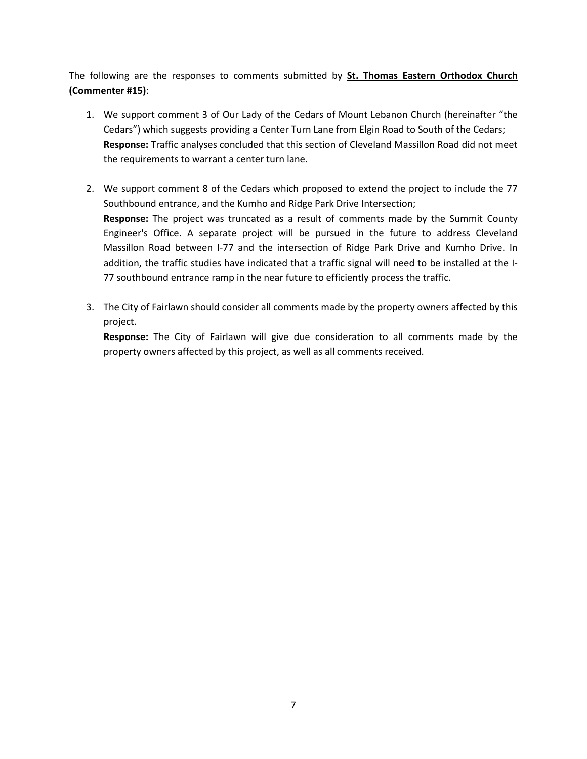The following are the responses to comments submitted by **St. Thomas Eastern Orthodox Church (Commenter #15)**:

1. We support comment 3 of Our Lady of the Cedars of Mount Lebanon Church (hereinafter "the Cedars") which suggests providing a Center Turn Lane from Elgin Road to South of the Cedars;
   **Response:** Traffic analyses concluded that this section of Cleveland Massillon Road did not meet the requirements to warrant a center turn lane.

2. We support comment 8 of the Cedars which proposed to extend the project to include the 77 Southbound entrance, and the Kumho and Ridge Park Drive Intersection;
   **Response:** The project was truncated as a result of comments made by the Summit County Engineer's Office. A separate project will be pursued in the future to address Cleveland Massillon Road between I-77 and the intersection of Ridge Park Drive and Kumho Drive. In addition, the traffic studies have indicated that a traffic signal will need to be installed at the I-77 southbound entrance ramp in the near future to efficiently process the traffic.

3. The City of Fairlawn should consider all comments made by the property owners affected by this project.
   **Response:** The City of Fairlawn will give due consideration to all comments made by the property owners affected by this project, as well as all comments received.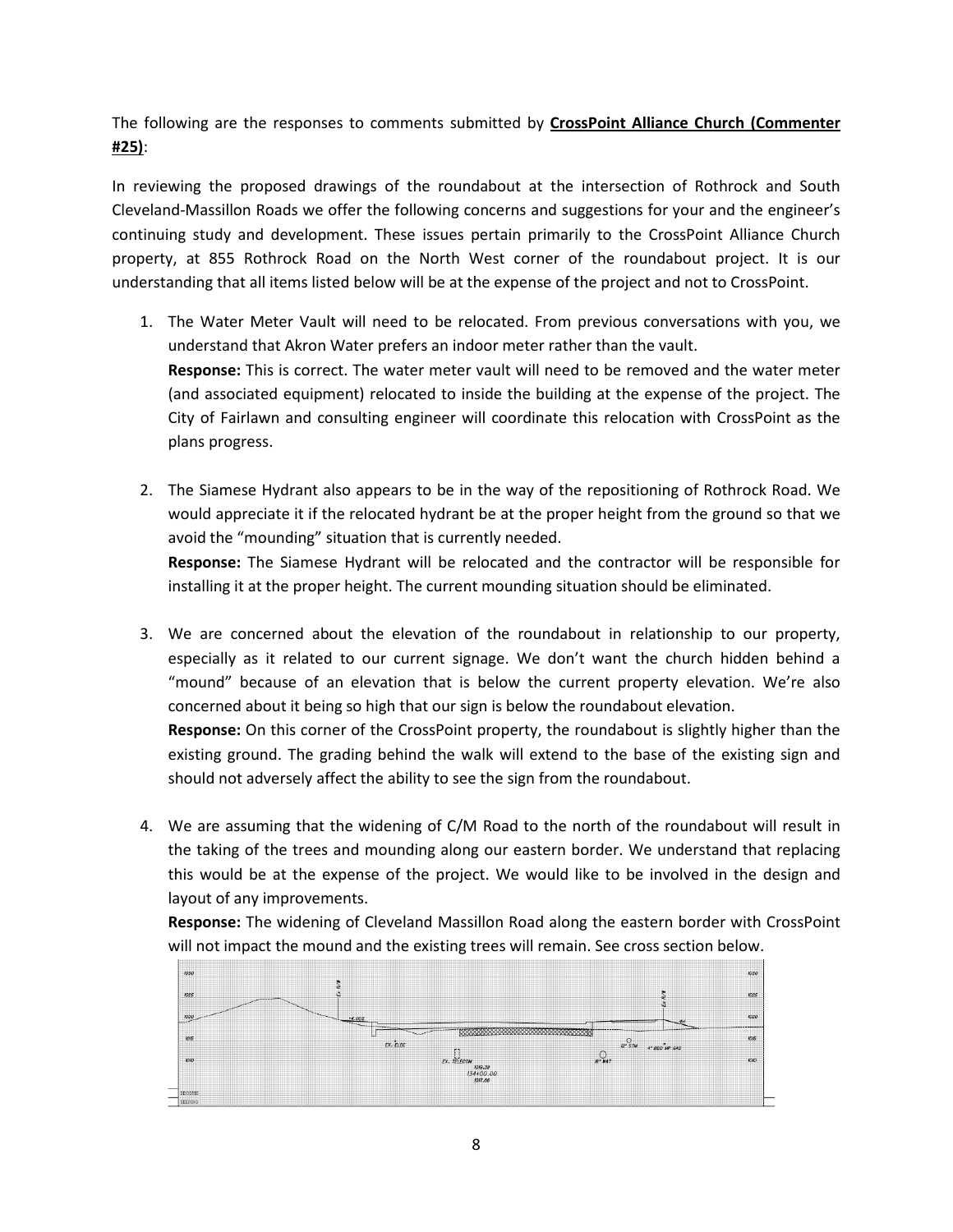The following are the responses to comments submitted by **CrossPoint Alliance Church (Commenter #25)**:

In reviewing the proposed drawings of the roundabout at the intersection of Rothrock and South Cleveland-Massillon Roads we offer the following concerns and suggestions for your and the engineer's continuing study and development. These issues pertain primarily to the CrossPoint Alliance Church property, at 855 Rothrock Road on the North West corner of the roundabout project. It is our understanding that all items listed below will be at the expense of the project and not to CrossPoint.

1. The Water Meter Vault will need to be relocated. From previous conversations with you, we understand that Akron Water prefers an indoor meter rather than the vault.
   **Response:** This is correct. The water meter vault will need to be removed and the water meter (and associated equipment) relocated to inside the building at the expense of the project. The City of Fairlawn and consulting engineer will coordinate this relocation with CrossPoint as the plans progress.

2. The Siamese Hydrant also appears to be in the way of the repositioning of Rothrock Road. We would appreciate it if the relocated hydrant be at the proper height from the ground so that we avoid the "mounding" situation that is currently needed.
   **Response:** The Siamese Hydrant will be relocated and the contractor will be responsible for installing it at the proper height. The current mounding situation should be eliminated.

3. We are concerned about the elevation of the roundabout in relationship to our property, especially as it related to our current signage. We don't want the church hidden behind a "mound" because of an elevation that is below the current property elevation. We're also concerned about it being so high that our sign is below the roundabout elevation.
   **Response:** On this corner of the CrossPoint property, the roundabout is slightly higher than the existing ground. The grading behind the walk will extend to the base of the existing sign and should not adversely affect the ability to see the sign from the roundabout.

4. We are assuming that the widening of C/M Road to the north of the roundabout will result in the taking of the trees and mounding along our eastern border. We understand that replacing this would be at the expense of the project. We would like to be involved in the design and layout of any improvements.
   **Response:** The widening of Cleveland Massillon Road along the eastern border with CrossPoint will not impact the mound and the existing trees will remain. See cross section below.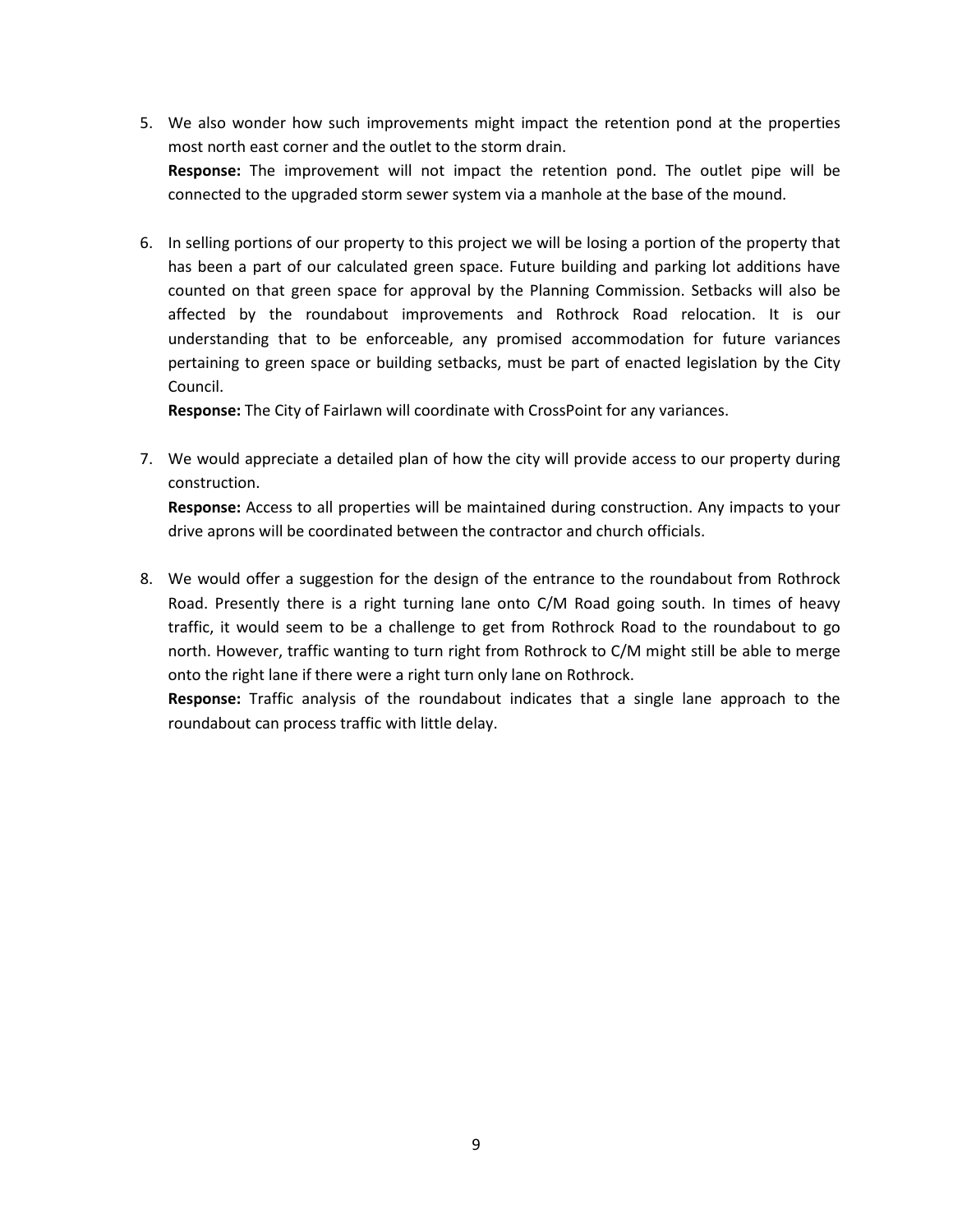5. We also wonder how such improvements might impact the retention pond at the properties most north east corner and the outlet to the storm drain.

   **Response:** The improvement will not impact the retention pond. The outlet pipe will be connected to the upgraded storm sewer system via a manhole at the base of the mound.

6. In selling portions of our property to this project we will be losing a portion of the property that has been a part of our calculated green space. Future building and parking lot additions have counted on that green space for approval by the Planning Commission. Setbacks will also be affected by the roundabout improvements and Rothrock Road relocation. It is our understanding that to be enforceable, any promised accommodation for future variances pertaining to green space or building setbacks, must be part of enacted legislation by the City Council.

   **Response:** The City of Fairlawn will coordinate with CrossPoint for any variances.

7. We would appreciate a detailed plan of how the city will provide access to our property during construction.

   **Response:** Access to all properties will be maintained during construction. Any impacts to your drive aprons will be coordinated between the contractor and church officials.

8. We would offer a suggestion for the design of the entrance to the roundabout from Rothrock Road. Presently there is a right turning lane onto C/M Road going south. In times of heavy traffic, it would seem to be a challenge to get from Rothrock Road to the roundabout to go north. However, traffic wanting to turn right from Rothrock to C/M might still be able to merge onto the right lane if there were a right turn only lane on Rothrock.

   **Response:** Traffic analysis of the roundabout indicates that a single lane approach to the roundabout can process traffic with little delay.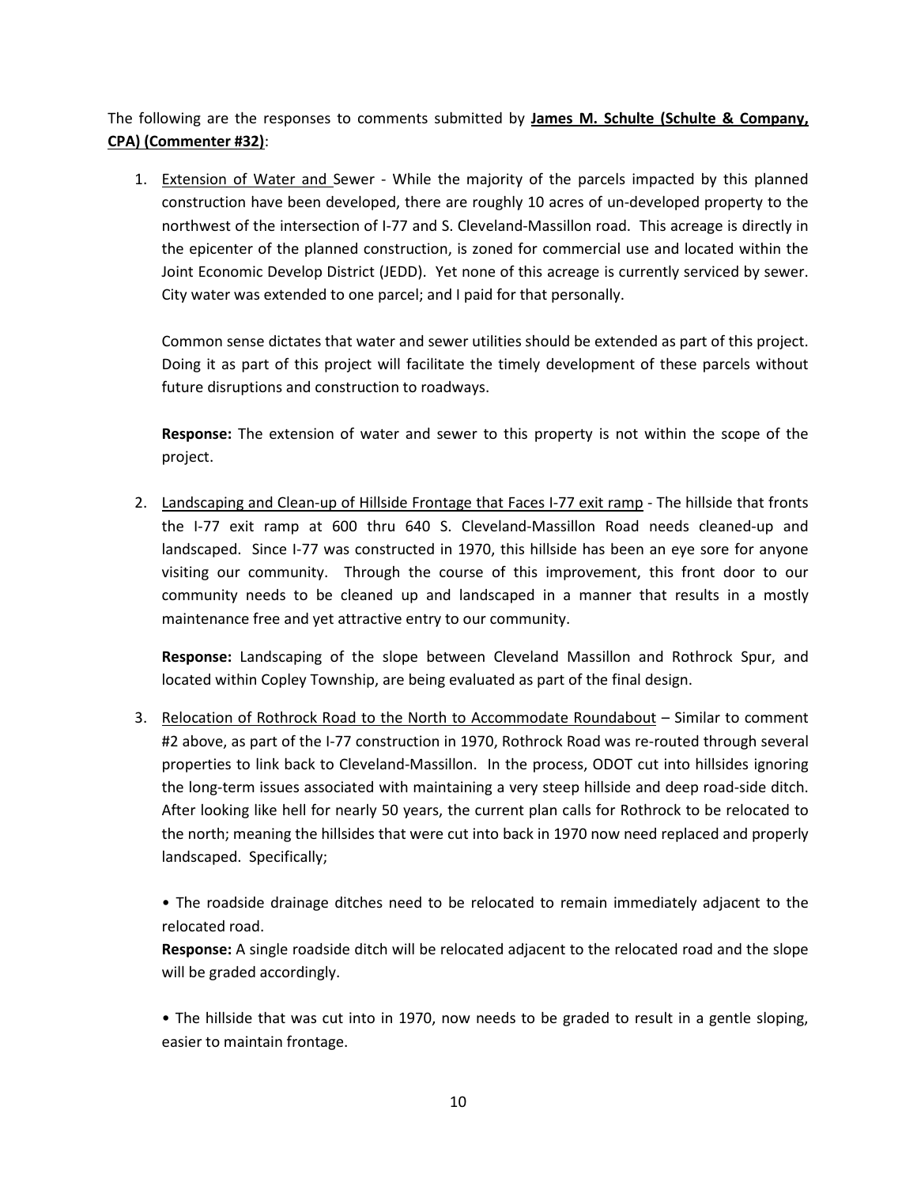The following are the responses to comments submitted by **James M. Schulte (Schulte & Company, CPA) (Commenter #32)**:

1. Extension of Water and Sewer - While the majority of the parcels impacted by this planned construction have been developed, there are roughly 10 acres of un-developed property to the northwest of the intersection of I-77 and S. Cleveland-Massillon road. This acreage is directly in the epicenter of the planned construction, is zoned for commercial use and located within the Joint Economic Develop District (JEDD). Yet none of this acreage is currently serviced by sewer. City water was extended to one parcel; and I paid for that personally.

   Common sense dictates that water and sewer utilities should be extended as part of this project. Doing it as part of this project will facilitate the timely development of these parcels without future disruptions and construction to roadways.

   **Response:** The extension of water and sewer to this property is not within the scope of the project.

2. Landscaping and Clean-up of Hillside Frontage that Faces I-77 exit ramp - The hillside that fronts the I-77 exit ramp at 600 thru 640 S. Cleveland-Massillon Road needs cleaned-up and landscaped. Since I-77 was constructed in 1970, this hillside has been an eye sore for anyone visiting our community. Through the course of this improvement, this front door to our community needs to be cleaned up and landscaped in a manner that results in a mostly maintenance free and yet attractive entry to our community.

   **Response:** Landscaping of the slope between Cleveland Massillon and Rothrock Spur, and located within Copley Township, are being evaluated as part of the final design.

3. Relocation of Rothrock Road to the North to Accommodate Roundabout – Similar to comment #2 above, as part of the I-77 construction in 1970, Rothrock Road was re-routed through several properties to link back to Cleveland-Massillon. In the process, ODOT cut into hillsides ignoring the long-term issues associated with maintaining a very steep hillside and deep road-side ditch. After looking like hell for nearly 50 years, the current plan calls for Rothrock to be relocated to the north; meaning the hillsides that were cut into back in 1970 now need replaced and properly landscaped. Specifically;

   • The roadside drainage ditches need to be relocated to remain immediately adjacent to the relocated road.
   **Response:** A single roadside ditch will be relocated adjacent to the relocated road and the slope will be graded accordingly.

   • The hillside that was cut into in 1970, now needs to be graded to result in a gentle sloping, easier to maintain frontage.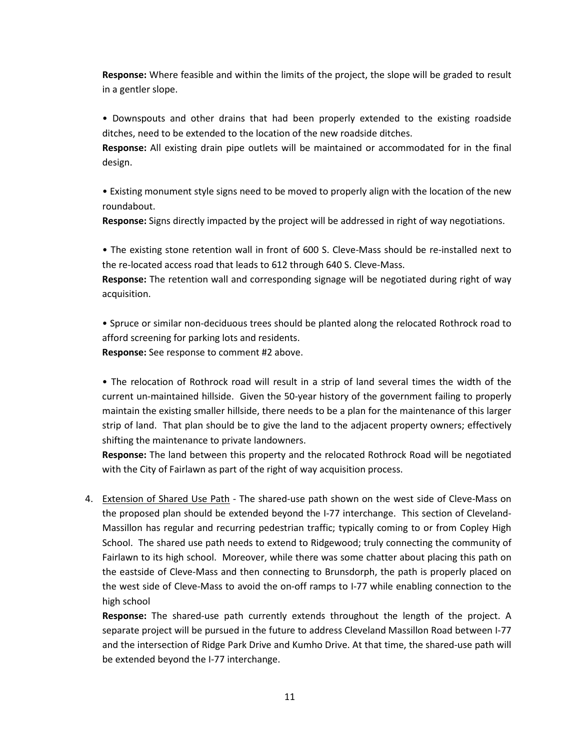**Response:** Where feasible and within the limits of the project, the slope will be graded to result in a gentler slope.

• Downspouts and other drains that had been properly extended to the existing roadside ditches, need to be extended to the location of the new roadside ditches.

**Response:** All existing drain pipe outlets will be maintained or accommodated for in the final design.

• Existing monument style signs need to be moved to properly align with the location of the new roundabout.

**Response:** Signs directly impacted by the project will be addressed in right of way negotiations.

• The existing stone retention wall in front of 600 S. Cleve-Mass should be re-installed next to the re-located access road that leads to 612 through 640 S. Cleve-Mass.

**Response:** The retention wall and corresponding signage will be negotiated during right of way acquisition.

• Spruce or similar non-deciduous trees should be planted along the relocated Rothrock road to afford screening for parking lots and residents.

**Response:** See response to comment #2 above.

• The relocation of Rothrock road will result in a strip of land several times the width of the current un-maintained hillside. Given the 50-year history of the government failing to properly maintain the existing smaller hillside, there needs to be a plan for the maintenance of this larger strip of land. That plan should be to give the land to the adjacent property owners; effectively shifting the maintenance to private landowners.

**Response:** The land between this property and the relocated Rothrock Road will be negotiated with the City of Fairlawn as part of the right of way acquisition process.

4. Extension of Shared Use Path - The shared-use path shown on the west side of Cleve-Mass on the proposed plan should be extended beyond the I-77 interchange. This section of Cleveland-Massillon has regular and recurring pedestrian traffic; typically coming to or from Copley High School. The shared use path needs to extend to Ridgewood; truly connecting the community of Fairlawn to its high school. Moreover, while there was some chatter about placing this path on the eastside of Cleve-Mass and then connecting to Brunsdorph, the path is properly placed on the west side of Cleve-Mass to avoid the on-off ramps to I-77 while enabling connection to the high school

   **Response:** The shared-use path currently extends throughout the length of the project. A separate project will be pursued in the future to address Cleveland Massillon Road between I-77 and the intersection of Ridge Park Drive and Kumho Drive. At that time, the shared-use path will be extended beyond the I-77 interchange.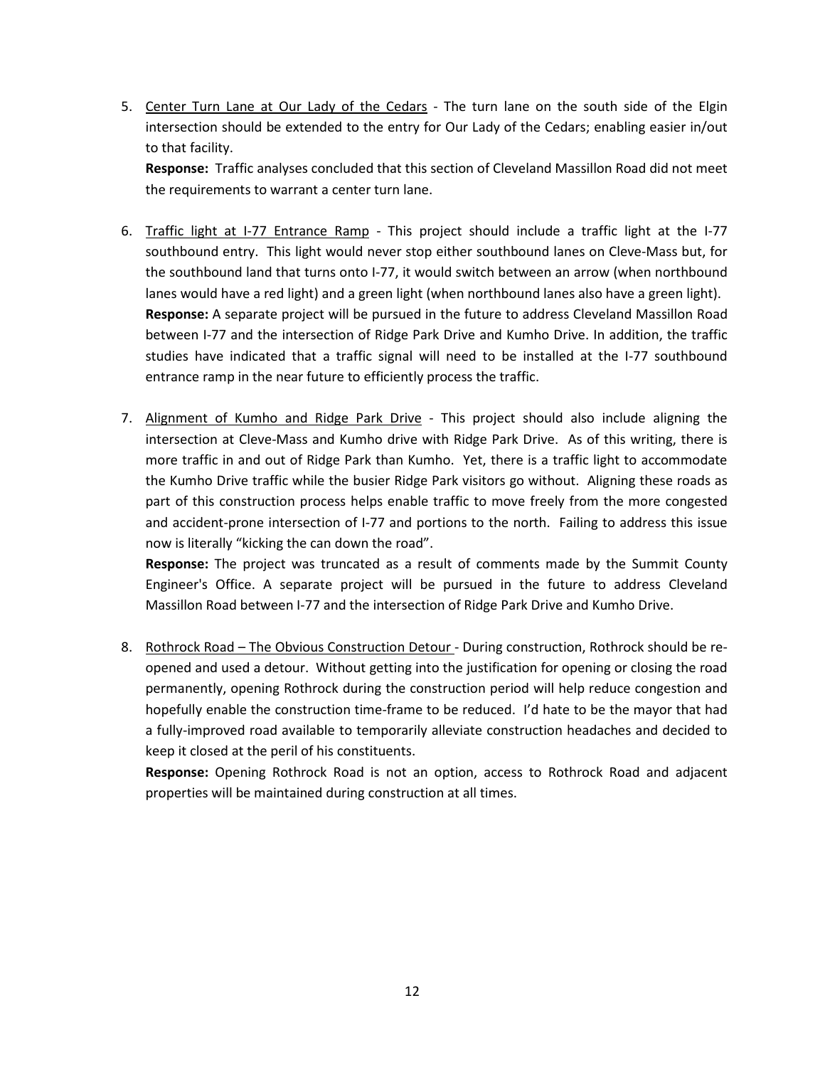5. Center Turn Lane at Our Lady of the Cedars - The turn lane on the south side of the Elgin intersection should be extended to the entry for Our Lady of the Cedars; enabling easier in/out to that facility.
   **Response:** Traffic analyses concluded that this section of Cleveland Massillon Road did not meet the requirements to warrant a center turn lane.

6. Traffic light at I-77 Entrance Ramp - This project should include a traffic light at the I-77 southbound entry. This light would never stop either southbound lanes on Cleve-Mass but, for the southbound land that turns onto I-77, it would switch between an arrow (when northbound lanes would have a red light) and a green light (when northbound lanes also have a green light).
   **Response:** A separate project will be pursued in the future to address Cleveland Massillon Road between I-77 and the intersection of Ridge Park Drive and Kumho Drive. In addition, the traffic studies have indicated that a traffic signal will need to be installed at the I-77 southbound entrance ramp in the near future to efficiently process the traffic.

7. Alignment of Kumho and Ridge Park Drive - This project should also include aligning the intersection at Cleve-Mass and Kumho drive with Ridge Park Drive. As of this writing, there is more traffic in and out of Ridge Park than Kumho. Yet, there is a traffic light to accommodate the Kumho Drive traffic while the busier Ridge Park visitors go without. Aligning these roads as part of this construction process helps enable traffic to move freely from the more congested and accident-prone intersection of I-77 and portions to the north. Failing to address this issue now is literally "kicking the can down the road".
   **Response:** The project was truncated as a result of comments made by the Summit County Engineer's Office. A separate project will be pursued in the future to address Cleveland Massillon Road between I-77 and the intersection of Ridge Park Drive and Kumho Drive.

8. Rothrock Road – The Obvious Construction Detour - During construction, Rothrock should be re-opened and used a detour. Without getting into the justification for opening or closing the road permanently, opening Rothrock during the construction period will help reduce congestion and hopefully enable the construction time-frame to be reduced. I'd hate to be the mayor that had a fully-improved road available to temporarily alleviate construction headaches and decided to keep it closed at the peril of his constituents.
   **Response:** Opening Rothrock Road is not an option, access to Rothrock Road and adjacent properties will be maintained during construction at all times.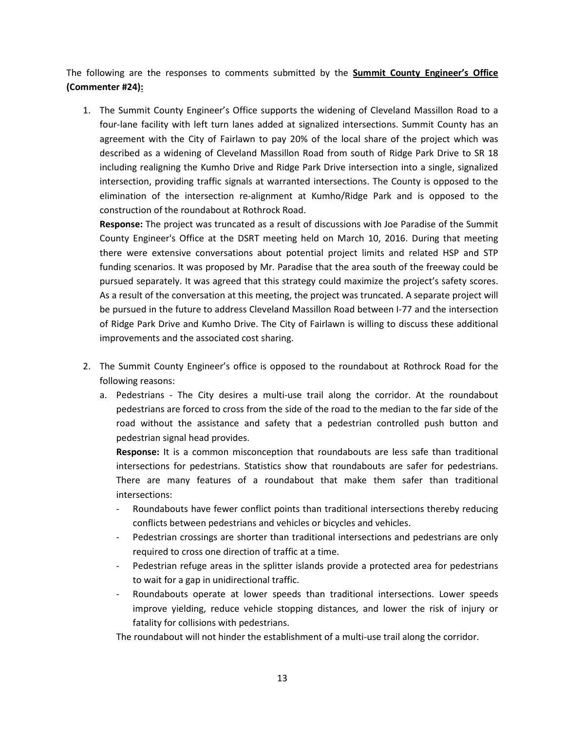The following are the responses to comments submitted by the **Summit County Engineer's Office (Commenter #24):**

1. The Summit County Engineer's Office supports the widening of Cleveland Massillon Road to a four-lane facility with left turn lanes added at signalized intersections. Summit County has an agreement with the City of Fairlawn to pay 20% of the local share of the project which was described as a widening of Cleveland Massillon Road from south of Ridge Park Drive to SR 18 including realigning the Kumho Drive and Ridge Park Drive intersection into a single, signalized intersection, providing traffic signals at warranted intersections. The County is opposed to the elimination of the intersection re-alignment at Kumho/Ridge Park and is opposed to the construction of the roundabout at Rothrock Road.

   **Response:** The project was truncated as a result of discussions with Joe Paradise of the Summit County Engineer's Office at the DSRT meeting held on March 10, 2016. During that meeting there were extensive conversations about potential project limits and related HSP and STP funding scenarios. It was proposed by Mr. Paradise that the area south of the freeway could be pursued separately. It was agreed that this strategy could maximize the project's safety scores. As a result of the conversation at this meeting, the project was truncated. A separate project will be pursued in the future to address Cleveland Massillon Road between I-77 and the intersection of Ridge Park Drive and Kumho Drive. The City of Fairlawn is willing to discuss these additional improvements and the associated cost sharing.

2. The Summit County Engineer's office is opposed to the roundabout at Rothrock Road for the following reasons:

   a. Pedestrians - The City desires a multi-use trail along the corridor. At the roundabout pedestrians are forced to cross from the side of the road to the median to the far side of the road without the assistance and safety that a pedestrian controlled push button and pedestrian signal head provides.

      **Response:** It is a common misconception that roundabouts are less safe than traditional intersections for pedestrians. Statistics show that roundabouts are safer for pedestrians. There are many features of a roundabout that make them safer than traditional intersections:

      - Roundabouts have fewer conflict points than traditional intersections thereby reducing conflicts between pedestrians and vehicles or bicycles and vehicles.
      - Pedestrian crossings are shorter than traditional intersections and pedestrians are only required to cross one direction of traffic at a time.
      - Pedestrian refuge areas in the splitter islands provide a protected area for pedestrians to wait for a gap in unidirectional traffic.
      - Roundabouts operate at lower speeds than traditional intersections. Lower speeds improve yielding, reduce vehicle stopping distances, and lower the risk of injury or fatality for collisions with pedestrians.

      The roundabout will not hinder the establishment of a multi-use trail along the corridor.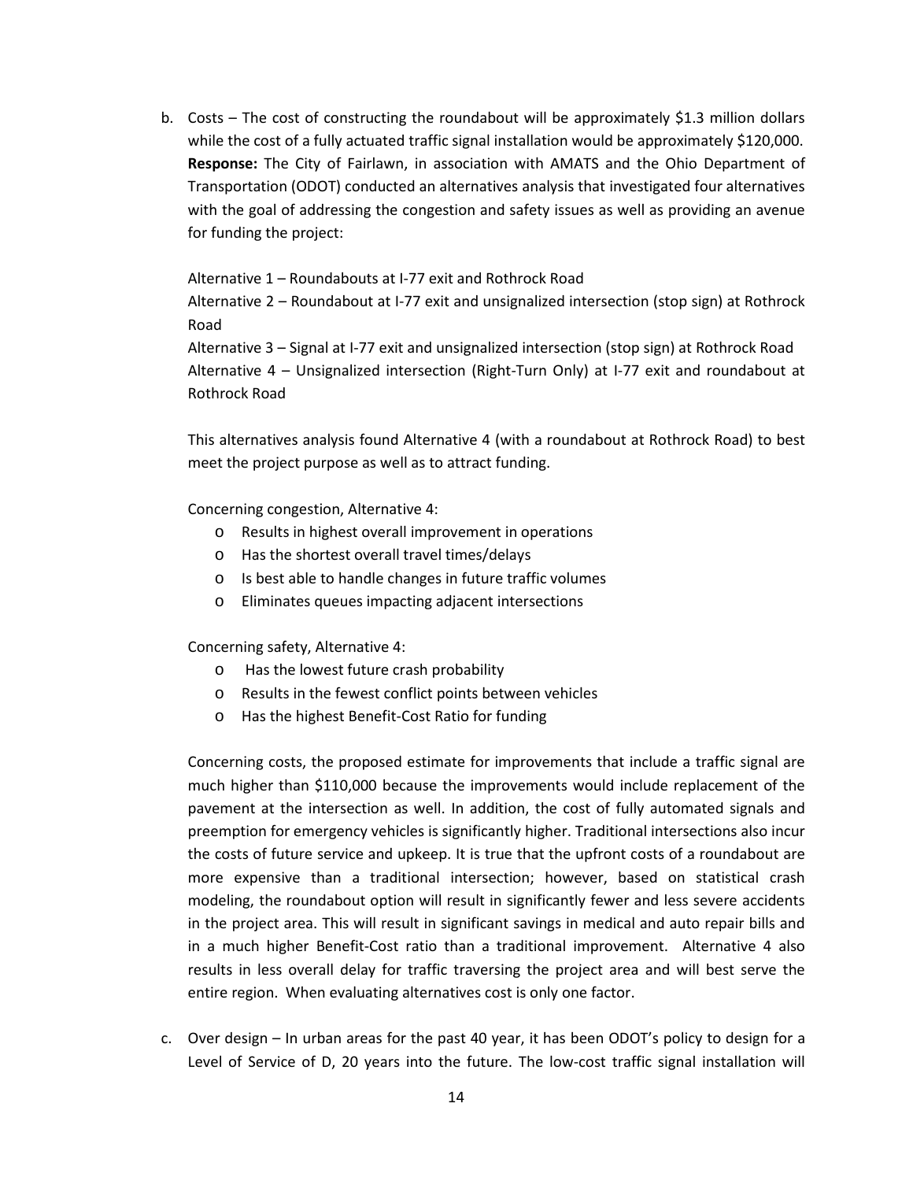b. Costs – The cost of constructing the roundabout will be approximately $1.3 million dollars while the cost of a fully actuated traffic signal installation would be approximately $120,000. **Response:** The City of Fairlawn, in association with AMATS and the Ohio Department of Transportation (ODOT) conducted an alternatives analysis that investigated four alternatives with the goal of addressing the congestion and safety issues as well as providing an avenue for funding the project:

   Alternative 1 – Roundabouts at I-77 exit and Rothrock Road
   Alternative 2 – Roundabout at I-77 exit and unsignalized intersection (stop sign) at Rothrock Road
   Alternative 3 – Signal at I-77 exit and unsignalized intersection (stop sign) at Rothrock Road
   Alternative 4 – Unsignalized intersection (Right-Turn Only) at I-77 exit and roundabout at Rothrock Road

   This alternatives analysis found Alternative 4 (with a roundabout at Rothrock Road) to best meet the project purpose as well as to attract funding.

   Concerning congestion, Alternative 4:

   - Results in highest overall improvement in operations
   - Has the shortest overall travel times/delays
   - Is best able to handle changes in future traffic volumes
   - Eliminates queues impacting adjacent intersections

   Concerning safety, Alternative 4:

   - Has the lowest future crash probability
   - Results in the fewest conflict points between vehicles
   - Has the highest Benefit-Cost Ratio for funding

   Concerning costs, the proposed estimate for improvements that include a traffic signal are much higher than $110,000 because the improvements would include replacement of the pavement at the intersection as well. In addition, the cost of fully automated signals and preemption for emergency vehicles is significantly higher. Traditional intersections also incur the costs of future service and upkeep. It is true that the upfront costs of a roundabout are more expensive than a traditional intersection; however, based on statistical crash modeling, the roundabout option will result in significantly fewer and less severe accidents in the project area. This will result in significant savings in medical and auto repair bills and in a much higher Benefit-Cost ratio than a traditional improvement. Alternative 4 also results in less overall delay for traffic traversing the project area and will best serve the entire region. When evaluating alternatives cost is only one factor.

c. Over design – In urban areas for the past 40 year, it has been ODOT's policy to design for a Level of Service of D, 20 years into the future. The low-cost traffic signal installation will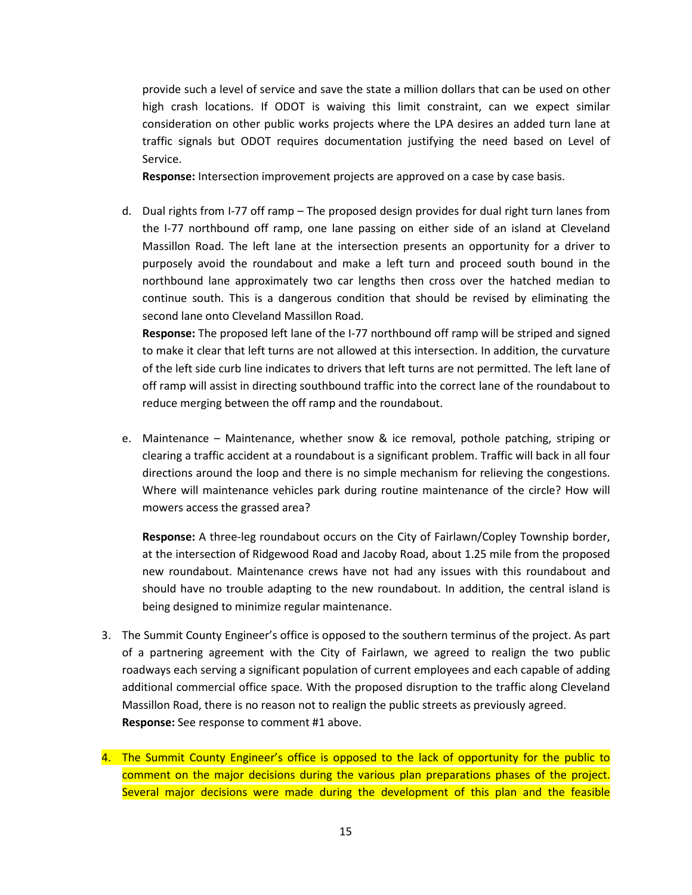provide such a level of service and save the state a million dollars that can be used on other high crash locations. If ODOT is waiving this limit constraint, can we expect similar consideration on other public works projects where the LPA desires an added turn lane at traffic signals but ODOT requires documentation justifying the need based on Level of Service.

**Response:** Intersection improvement projects are approved on a case by case basis.

d. Dual rights from I-77 off ramp – The proposed design provides for dual right turn lanes from the I-77 northbound off ramp, one lane passing on either side of an island at Cleveland Massillon Road. The left lane at the intersection presents an opportunity for a driver to purposely avoid the roundabout and make a left turn and proceed south bound in the northbound lane approximately two car lengths then cross over the hatched median to continue south. This is a dangerous condition that should be revised by eliminating the second lane onto Cleveland Massillon Road.

   **Response:** The proposed left lane of the I-77 northbound off ramp will be striped and signed to make it clear that left turns are not allowed at this intersection. In addition, the curvature of the left side curb line indicates to drivers that left turns are not permitted. The left lane of off ramp will assist in directing southbound traffic into the correct lane of the roundabout to reduce merging between the off ramp and the roundabout.

e. Maintenance – Maintenance, whether snow & ice removal, pothole patching, striping or clearing a traffic accident at a roundabout is a significant problem. Traffic will back in all four directions around the loop and there is no simple mechanism for relieving the congestions. Where will maintenance vehicles park during routine maintenance of the circle? How will mowers access the grassed area?

   **Response:** A three-leg roundabout occurs on the City of Fairlawn/Copley Township border, at the intersection of Ridgewood Road and Jacoby Road, about 1.25 mile from the proposed new roundabout. Maintenance crews have not had any issues with this roundabout and should have no trouble adapting to the new roundabout. In addition, the central island is being designed to minimize regular maintenance.

3. The Summit County Engineer's office is opposed to the southern terminus of the project. As part of a partnering agreement with the City of Fairlawn, we agreed to realign the two public roadways each serving a significant population of current employees and each capable of adding additional commercial office space. With the proposed disruption to the traffic along Cleveland Massillon Road, there is no reason not to realign the public streets as previously agreed.
   **Response:** See response to comment #1 above.

4. The Summit County Engineer's office is opposed to the lack of opportunity for the public to comment on the major decisions during the various plan preparations phases of the project. Several major decisions were made during the development of this plan and the feasible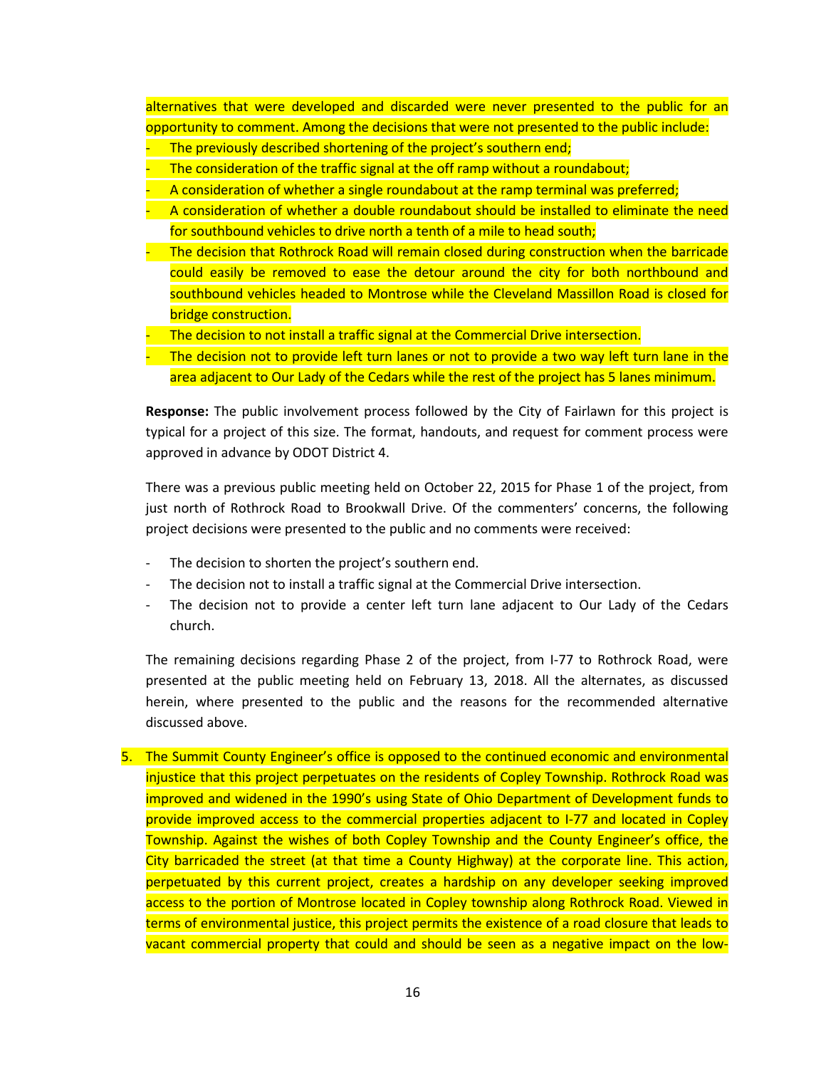alternatives that were developed and discarded were never presented to the public for an opportunity to comment. Among the decisions that were not presented to the public include:

- The previously described shortening of the project's southern end;
- The consideration of the traffic signal at the off ramp without a roundabout;
- A consideration of whether a single roundabout at the ramp terminal was preferred;
- A consideration of whether a double roundabout should be installed to eliminate the need for southbound vehicles to drive north a tenth of a mile to head south;
- The decision that Rothrock Road will remain closed during construction when the barricade could easily be removed to ease the detour around the city for both northbound and southbound vehicles headed to Montrose while the Cleveland Massillon Road is closed for bridge construction.
- The decision to not install a traffic signal at the Commercial Drive intersection.
- The decision not to provide left turn lanes or not to provide a two way left turn lane in the area adjacent to Our Lady of the Cedars while the rest of the project has 5 lanes minimum.

**Response:** The public involvement process followed by the City of Fairlawn for this project is typical for a project of this size. The format, handouts, and request for comment process were approved in advance by ODOT District 4.

There was a previous public meeting held on October 22, 2015 for Phase 1 of the project, from just north of Rothrock Road to Brookwall Drive. Of the commenters' concerns, the following project decisions were presented to the public and no comments were received:

- The decision to shorten the project's southern end.
- The decision not to install a traffic signal at the Commercial Drive intersection.
- The decision not to provide a center left turn lane adjacent to Our Lady of the Cedars church.

The remaining decisions regarding Phase 2 of the project, from I-77 to Rothrock Road, were presented at the public meeting held on February 13, 2018. All the alternates, as discussed herein, where presented to the public and the reasons for the recommended alternative discussed above.

5. The Summit County Engineer's office is opposed to the continued economic and environmental injustice that this project perpetuates on the residents of Copley Township. Rothrock Road was improved and widened in the 1990's using State of Ohio Department of Development funds to provide improved access to the commercial properties adjacent to I-77 and located in Copley Township. Against the wishes of both Copley Township and the County Engineer's office, the City barricaded the street (at that time a County Highway) at the corporate line. This action, perpetuated by this current project, creates a hardship on any developer seeking improved access to the portion of Montrose located in Copley township along Rothrock Road. Viewed in terms of environmental justice, this project permits the existence of a road closure that leads to vacant commercial property that could and should be seen as a negative impact on the low-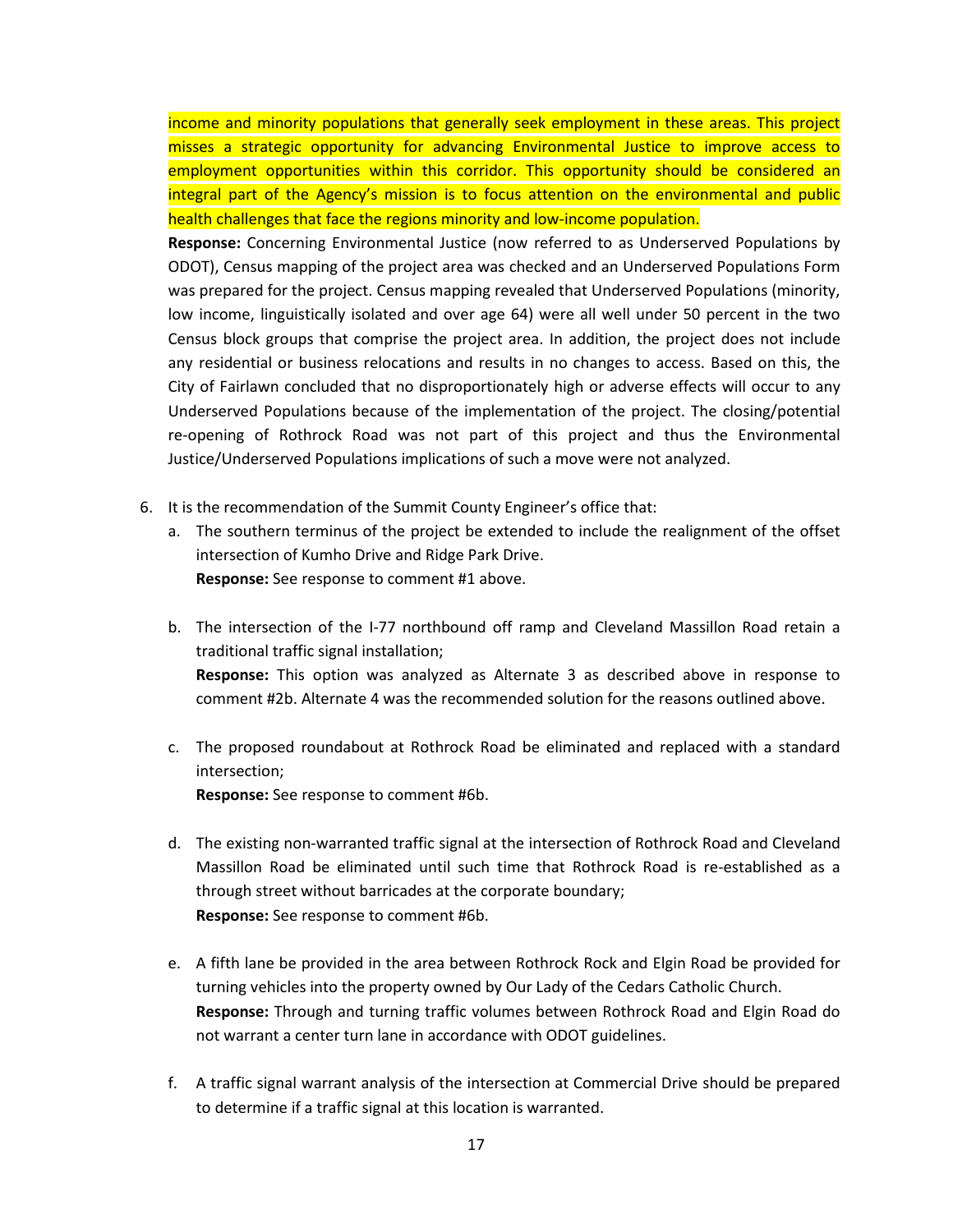income and minority populations that generally seek employment in these areas. This project misses a strategic opportunity for advancing Environmental Justice to improve access to employment opportunities within this corridor. This opportunity should be considered an integral part of the Agency's mission is to focus attention on the environmental and public health challenges that face the regions minority and low-income population.

**Response:** Concerning Environmental Justice (now referred to as Underserved Populations by ODOT), Census mapping of the project area was checked and an Underserved Populations Form was prepared for the project. Census mapping revealed that Underserved Populations (minority, low income, linguistically isolated and over age 64) were all well under 50 percent in the two Census block groups that comprise the project area. In addition, the project does not include any residential or business relocations and results in no changes to access. Based on this, the City of Fairlawn concluded that no disproportionately high or adverse effects will occur to any Underserved Populations because of the implementation of the project. The closing/potential re-opening of Rothrock Road was not part of this project and thus the Environmental Justice/Underserved Populations implications of such a move were not analyzed.

6. It is the recommendation of the Summit County Engineer's office that:
   a. The southern terminus of the project be extended to include the realignment of the offset intersection of Kumho Drive and Ridge Park Drive.
      **Response:** See response to comment #1 above.

   b. The intersection of the I-77 northbound off ramp and Cleveland Massillon Road retain a traditional traffic signal installation;
      **Response:** This option was analyzed as Alternate 3 as described above in response to comment #2b. Alternate 4 was the recommended solution for the reasons outlined above.

   c. The proposed roundabout at Rothrock Road be eliminated and replaced with a standard intersection;
      **Response:** See response to comment #6b.

   d. The existing non-warranted traffic signal at the intersection of Rothrock Road and Cleveland Massillon Road be eliminated until such time that Rothrock Road is re-established as a through street without barricades at the corporate boundary;
      **Response:** See response to comment #6b.

   e. A fifth lane be provided in the area between Rothrock Rock and Elgin Road be provided for turning vehicles into the property owned by Our Lady of the Cedars Catholic Church.
      **Response:** Through and turning traffic volumes between Rothrock Road and Elgin Road do not warrant a center turn lane in accordance with ODOT guidelines.

   f. A traffic signal warrant analysis of the intersection at Commercial Drive should be prepared to determine if a traffic signal at this location is warranted.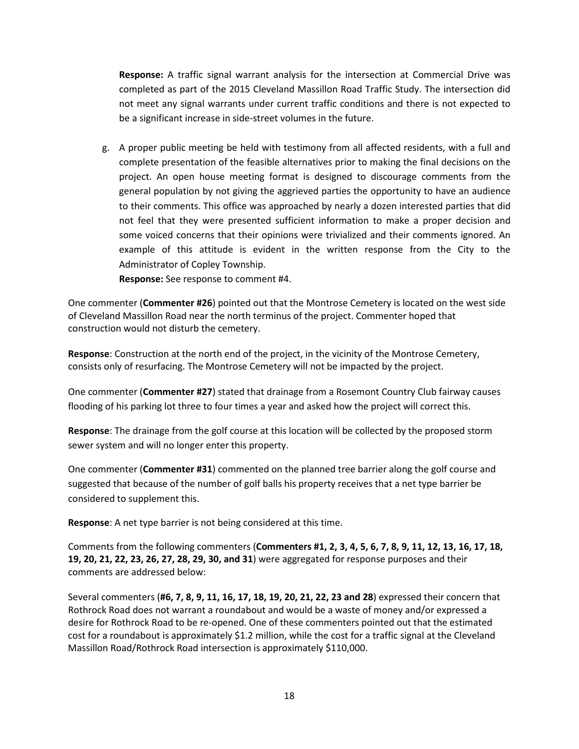**Response:** A traffic signal warrant analysis for the intersection at Commercial Drive was completed as part of the 2015 Cleveland Massillon Road Traffic Study. The intersection did not meet any signal warrants under current traffic conditions and there is not expected to be a significant increase in side-street volumes in the future.

g. A proper public meeting be held with testimony from all affected residents, with a full and complete presentation of the feasible alternatives prior to making the final decisions on the project. An open house meeting format is designed to discourage comments from the general population by not giving the aggrieved parties the opportunity to have an audience to their comments. This office was approached by nearly a dozen interested parties that did not feel that they were presented sufficient information to make a proper decision and some voiced concerns that their opinions were trivialized and their comments ignored. An example of this attitude is evident in the written response from the City to the Administrator of Copley Township.
   **Response:** See response to comment #4.

One commenter (**Commenter #26**) pointed out that the Montrose Cemetery is located on the west side of Cleveland Massillon Road near the north terminus of the project. Commenter hoped that construction would not disturb the cemetery.

**Response**: Construction at the north end of the project, in the vicinity of the Montrose Cemetery, consists only of resurfacing. The Montrose Cemetery will not be impacted by the project.

One commenter (**Commenter #27**) stated that drainage from a Rosemont Country Club fairway causes flooding of his parking lot three to four times a year and asked how the project will correct this.

**Response**: The drainage from the golf course at this location will be collected by the proposed storm sewer system and will no longer enter this property.

One commenter (**Commenter #31**) commented on the planned tree barrier along the golf course and suggested that because of the number of golf balls his property receives that a net type barrier be considered to supplement this.

**Response**: A net type barrier is not being considered at this time.

Comments from the following commenters (**Commenters #1, 2, 3, 4, 5, 6, 7, 8, 9, 11, 12, 13, 16, 17, 18, 19, 20, 21, 22, 23, 26, 27, 28, 29, 30, and 31**) were aggregated for response purposes and their comments are addressed below:

Several commenters (**#6, 7, 8, 9, 11, 16, 17, 18, 19, 20, 21, 22, 23 and 28**) expressed their concern that Rothrock Road does not warrant a roundabout and would be a waste of money and/or expressed a desire for Rothrock Road to be re-opened. One of these commenters pointed out that the estimated cost for a roundabout is approximately $1.2 million, while the cost for a traffic signal at the Cleveland Massillon Road/Rothrock Road intersection is approximately $110,000.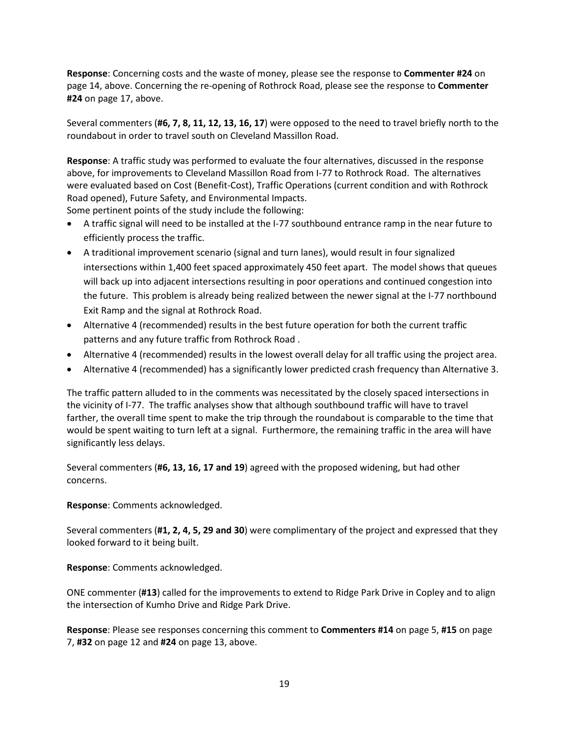**Response**: Concerning costs and the waste of money, please see the response to **Commenter #24** on page 14, above. Concerning the re-opening of Rothrock Road, please see the response to **Commenter #24** on page 17, above.

Several commenters (**#6, 7, 8, 11, 12, 13, 16, 17**) were opposed to the need to travel briefly north to the roundabout in order to travel south on Cleveland Massillon Road.

**Response**: A traffic study was performed to evaluate the four alternatives, discussed in the response above, for improvements to Cleveland Massillon Road from I-77 to Rothrock Road. The alternatives were evaluated based on Cost (Benefit-Cost), Traffic Operations (current condition and with Rothrock Road opened), Future Safety, and Environmental Impacts.
Some pertinent points of the study include the following:

- A traffic signal will need to be installed at the I-77 southbound entrance ramp in the near future to efficiently process the traffic.
- A traditional improvement scenario (signal and turn lanes), would result in four signalized intersections within 1,400 feet spaced approximately 450 feet apart. The model shows that queues will back up into adjacent intersections resulting in poor operations and continued congestion into the future. This problem is already being realized between the newer signal at the I-77 northbound Exit Ramp and the signal at Rothrock Road.
- Alternative 4 (recommended) results in the best future operation for both the current traffic patterns and any future traffic from Rothrock Road .
- Alternative 4 (recommended) results in the lowest overall delay for all traffic using the project area.
- Alternative 4 (recommended) has a significantly lower predicted crash frequency than Alternative 3.

The traffic pattern alluded to in the comments was necessitated by the closely spaced intersections in the vicinity of I-77. The traffic analyses show that although southbound traffic will have to travel farther, the overall time spent to make the trip through the roundabout is comparable to the time that would be spent waiting to turn left at a signal. Furthermore, the remaining traffic in the area will have significantly less delays.

Several commenters (**#6, 13, 16, 17 and 19**) agreed with the proposed widening, but had other concerns.

**Response**: Comments acknowledged.

Several commenters (**#1, 2, 4, 5, 29 and 30**) were complimentary of the project and expressed that they looked forward to it being built.

**Response**: Comments acknowledged.

ONE commenter (**#13**) called for the improvements to extend to Ridge Park Drive in Copley and to align the intersection of Kumho Drive and Ridge Park Drive.

**Response**: Please see responses concerning this comment to **Commenters #14** on page 5, **#15** on page 7, **#32** on page 12 and **#24** on page 13, above.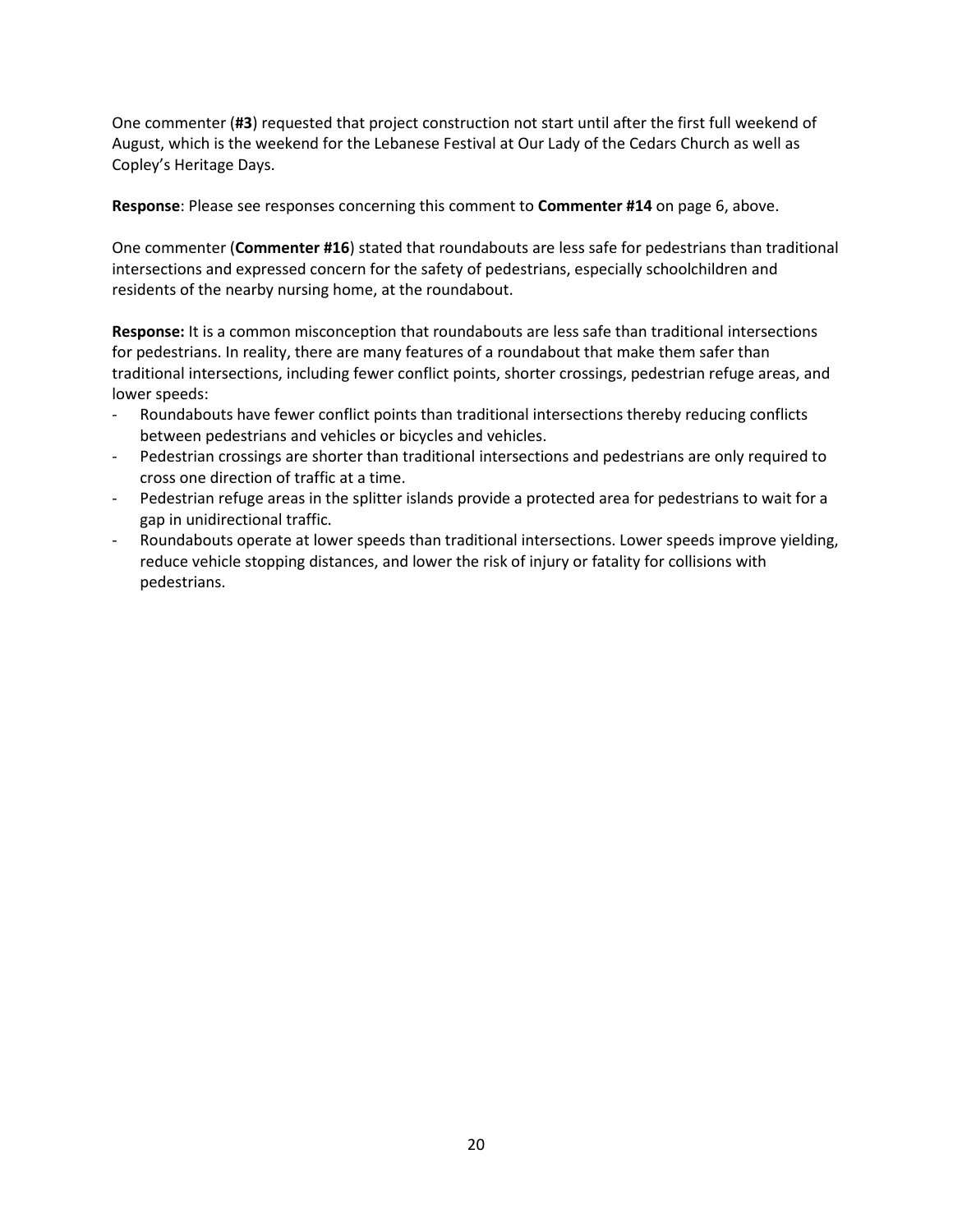One commenter (**#3**) requested that project construction not start until after the first full weekend of August, which is the weekend for the Lebanese Festival at Our Lady of the Cedars Church as well as Copley's Heritage Days.

**Response**: Please see responses concerning this comment to **Commenter #14** on page 6, above.

One commenter (**Commenter #16**) stated that roundabouts are less safe for pedestrians than traditional intersections and expressed concern for the safety of pedestrians, especially schoolchildren and residents of the nearby nursing home, at the roundabout.

**Response:** It is a common misconception that roundabouts are less safe than traditional intersections for pedestrians. In reality, there are many features of a roundabout that make them safer than traditional intersections, including fewer conflict points, shorter crossings, pedestrian refuge areas, and lower speeds:

- Roundabouts have fewer conflict points than traditional intersections thereby reducing conflicts between pedestrians and vehicles or bicycles and vehicles.
- Pedestrian crossings are shorter than traditional intersections and pedestrians are only required to cross one direction of traffic at a time.
- Pedestrian refuge areas in the splitter islands provide a protected area for pedestrians to wait for a gap in unidirectional traffic.
- Roundabouts operate at lower speeds than traditional intersections. Lower speeds improve yielding, reduce vehicle stopping distances, and lower the risk of injury or fatality for collisions with pedestrians.